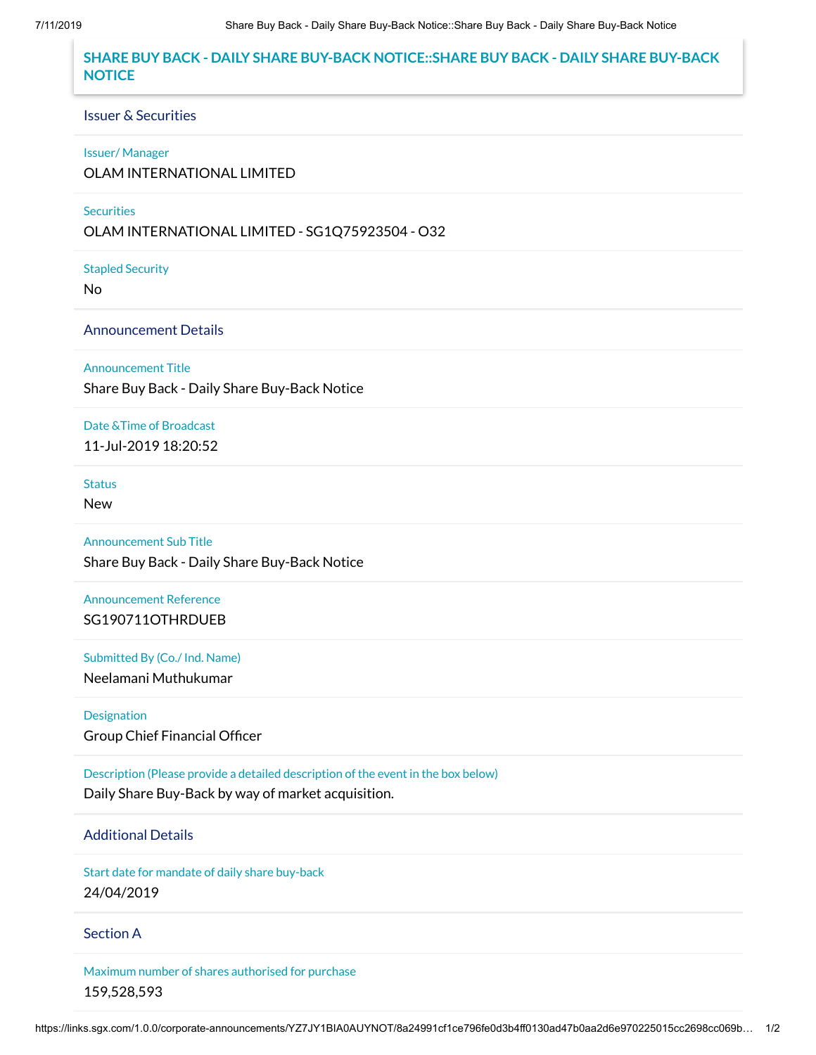# SHARE BUY BACK - DAILY SHARE BUY-BACK NOTICE::SHARE BUY BACK - DAILY SHARE BUY-BACK NOTICE

## Issuer & Securities

**Issuer/ Manager**
OLAM INTERNATIONAL LIMITED

**Securities**
OLAM INTERNATIONAL LIMITED - SG1Q75923504 - O32

**Stapled Security**
No

## Announcement Details

**Announcement Title**
Share Buy Back - Daily Share Buy-Back Notice

**Date &Time of Broadcast**
11-Jul-2019 18:20:52

**Status**
New

**Announcement Sub Title**
Share Buy Back - Daily Share Buy-Back Notice

**Announcement Reference**
SG190711OTHRDUEB

**Submitted By (Co./ Ind. Name)**
Neelamani Muthukumar

**Designation**
Group Chief Financial Officer

**Description (Please provide a detailed description of the event in the box below)**
Daily Share Buy-Back by way of market acquisition.

## Additional Details

**Start date for mandate of daily share buy-back**
24/04/2019

## Section A

**Maximum number of shares authorised for purchase**
159,528,593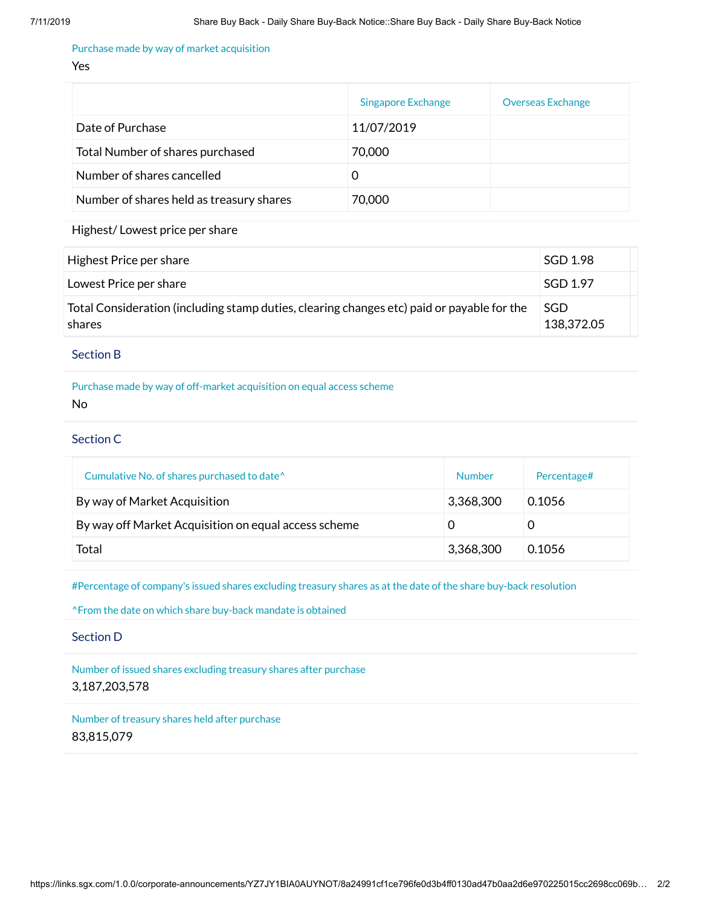Purchase made by way of market acquisition

Yes

| | Singapore Exchange | Overseas Exchange |
|---|---|---|
| Date of Purchase | 11/07/2019 | |
| Total Number of shares purchased | 70,000 | |
| Number of shares cancelled | 0 | |
| Number of shares held as treasury shares | 70,000 | |

Highest/ Lowest price per share

| | |
|---|---|
| Highest Price per share | SGD 1.98 |
| Lowest Price per share | SGD 1.97 |
| Total Consideration (including stamp duties, clearing changes etc) paid or payable for the shares | SGD 138,372.05 |

## Section B

Purchase made by way of off-market acquisition on equal access scheme

No

## Section C

| Cumulative No. of shares purchased to date^ | Number | Percentage# |
|---|---|---|
| By way of Market Acquisition | 3,368,300 | 0.1056 |
| By way off Market Acquisition on equal access scheme | 0 | 0 |
| Total | 3,368,300 | 0.1056 |

#Percentage of company's issued shares excluding treasury shares as at the date of the share buy-back resolution

^From the date on which share buy-back mandate is obtained

## Section D

Number of issued shares excluding treasury shares after purchase

3,187,203,578

Number of treasury shares held after purchase

83,815,079